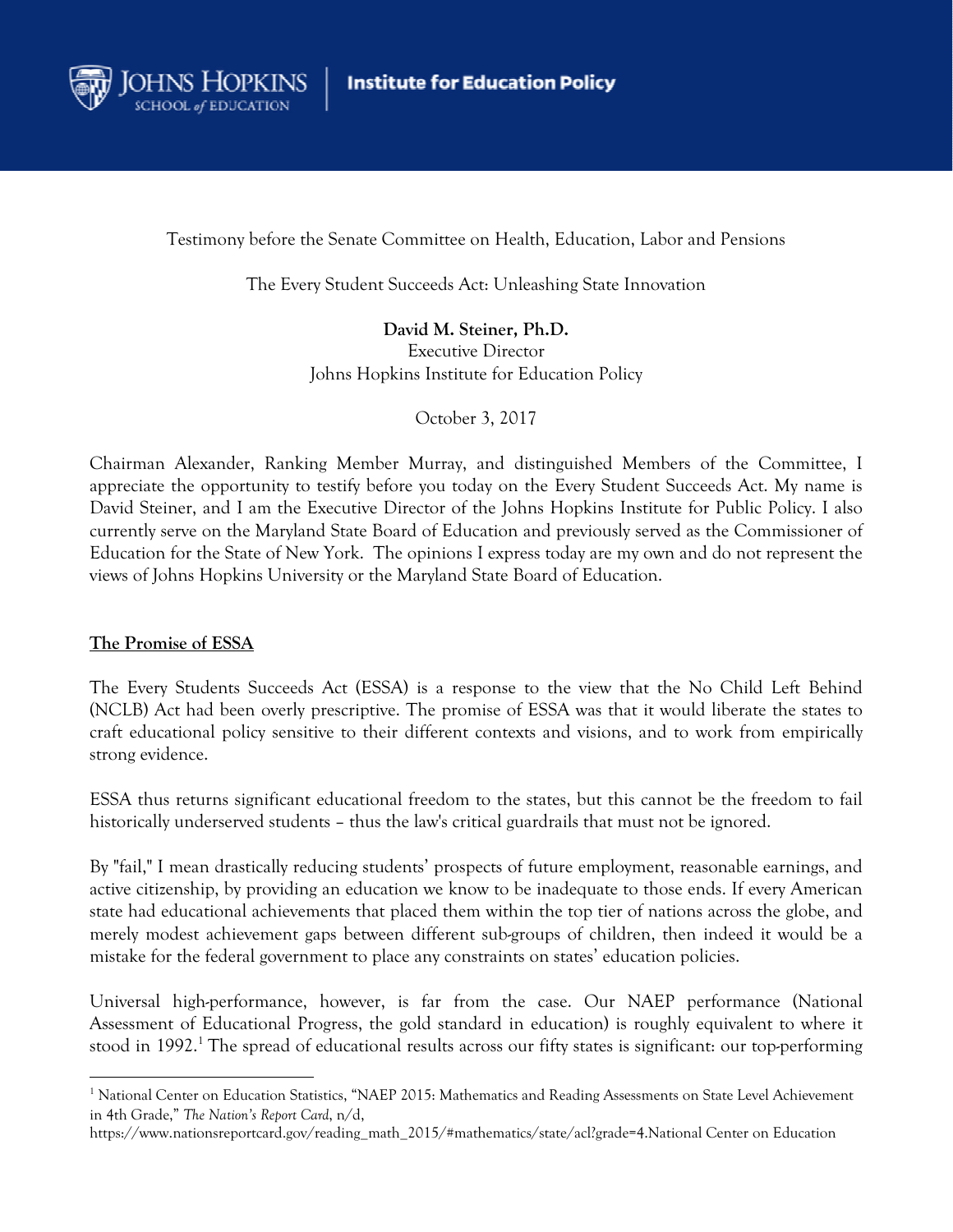Testimony before the Senate Committee on Health, Education, Labor and Pensions

The Every Student Succeeds Act: Unleashing State Innovation

**David M. Steiner, Ph.D.**
Executive Director
Johns Hopkins Institute for Education Policy

October 3, 2017

Chairman Alexander, Ranking Member Murray, and distinguished Members of the Committee, I appreciate the opportunity to testify before you today on the Every Student Succeeds Act. My name is David Steiner, and I am the Executive Director of the Johns Hopkins Institute for Public Policy. I also currently serve on the Maryland State Board of Education and previously served as the Commissioner of Education for the State of New York. The opinions I express today are my own and do not represent the views of Johns Hopkins University or the Maryland State Board of Education.

**The Promise of ESSA**

The Every Students Succeeds Act (ESSA) is a response to the view that the No Child Left Behind (NCLB) Act had been overly prescriptive. The promise of ESSA was that it would liberate the states to craft educational policy sensitive to their different contexts and visions, and to work from empirically strong evidence.

ESSA thus returns significant educational freedom to the states, but this cannot be the freedom to fail historically underserved students – thus the law's critical guardrails that must not be ignored.

By "fail," I mean drastically reducing students' prospects of future employment, reasonable earnings, and active citizenship, by providing an education we know to be inadequate to those ends. If every American state had educational achievements that placed them within the top tier of nations across the globe, and merely modest achievement gaps between different sub-groups of children, then indeed it would be a mistake for the federal government to place any constraints on states' education policies.

Universal high-performance, however, is far from the case. Our NAEP performance (National Assessment of Educational Progress, the gold standard in education) is roughly equivalent to where it stood in 1992.[1] The spread of educational results across our fifty states is significant: our top-performing

[1] National Center on Education Statistics, "NAEP 2015: Mathematics and Reading Assessments on State Level Achievement in 4th Grade," *The Nation's Report Card*, n/d, https://www.nationsreportcard.gov/reading_math_2015/#mathematics/state/acl?grade=4.National Center on Education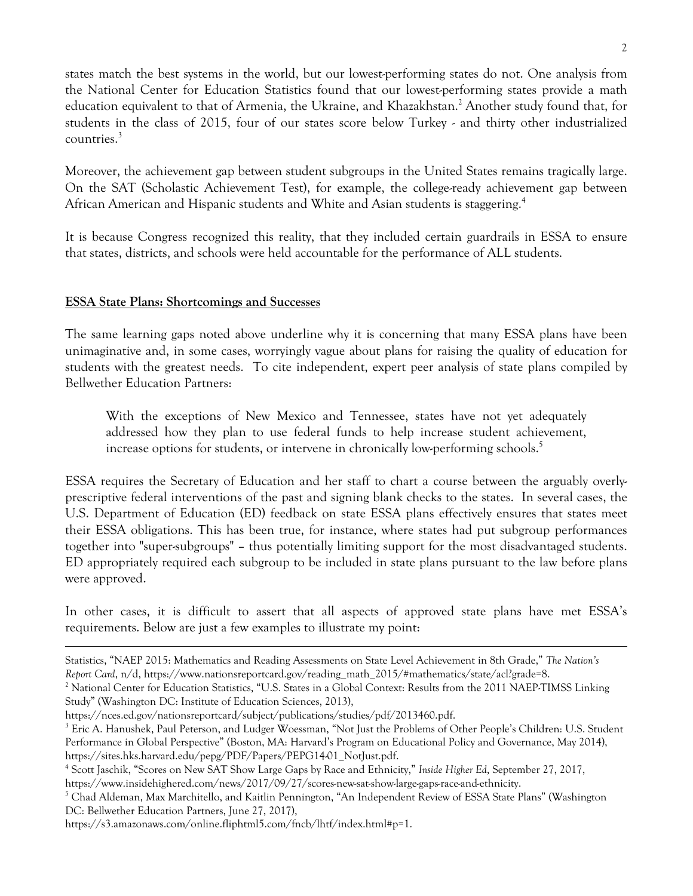states match the best systems in the world, but our lowest-performing states do not. One analysis from the National Center for Education Statistics found that our lowest-performing states provide a math education equivalent to that of Armenia, the Ukraine, and Khazakhstan.[2] Another study found that, for students in the class of 2015, four of our states score below Turkey - and thirty other industrialized countries.[3]

Moreover, the achievement gap between student subgroups in the United States remains tragically large. On the SAT (Scholastic Achievement Test), for example, the college-ready achievement gap between African American and Hispanic students and White and Asian students is staggering.[4]

It is because Congress recognized this reality, that they included certain guardrails in ESSA to ensure that states, districts, and schools were held accountable for the performance of ALL students.

## ESSA State Plans: Shortcomings and Successes

The same learning gaps noted above underline why it is concerning that many ESSA plans have been unimaginative and, in some cases, worryingly vague about plans for raising the quality of education for students with the greatest needs. To cite independent, expert peer analysis of state plans compiled by Bellwether Education Partners:

> With the exceptions of New Mexico and Tennessee, states have not yet adequately addressed how they plan to use federal funds to help increase student achievement, increase options for students, or intervene in chronically low-performing schools.[5]

ESSA requires the Secretary of Education and her staff to chart a course between the arguably overly-prescriptive federal interventions of the past and signing blank checks to the states. In several cases, the U.S. Department of Education (ED) feedback on state ESSA plans effectively ensures that states meet their ESSA obligations. This has been true, for instance, where states had put subgroup performances together into "super-subgroups" – thus potentially limiting support for the most disadvantaged students. ED appropriately required each subgroup to be included in state plans pursuant to the law before plans were approved.

In other cases, it is difficult to assert that all aspects of approved state plans have met ESSA's requirements. Below are just a few examples to illustrate my point:

---

Statistics, "NAEP 2015: Mathematics and Reading Assessments on State Level Achievement in 8th Grade," *The Nation's Report Card*, n/d, https://www.nationsreportcard.gov/reading_math_2015/#mathematics/state/acl?grade=8.

[2] National Center for Education Statistics, "U.S. States in a Global Context: Results from the 2011 NAEP-TIMSS Linking Study" (Washington DC: Institute of Education Sciences, 2013), https://nces.ed.gov/nationsreportcard/subject/publications/studies/pdf/2013460.pdf.

[3] Eric A. Hanushek, Paul Peterson, and Ludger Woessman, "Not Just the Problems of Other People's Children: U.S. Student Performance in Global Perspective" (Boston, MA: Harvard's Program on Educational Policy and Governance, May 2014), https://sites.hks.harvard.edu/pepg/PDF/Papers/PEPG14-01_NotJust.pdf.

[4] Scott Jaschik, "Scores on New SAT Show Large Gaps by Race and Ethnicity," *Inside Higher Ed*, September 27, 2017, https://www.insidehighered.com/news/2017/09/27/scores-new-sat-show-large-gaps-race-and-ethnicity.

[5] Chad Aldeman, Max Marchitello, and Kaitlin Pennington, "An Independent Review of ESSA State Plans" (Washington DC: Bellwether Education Partners, June 27, 2017), https://s3.amazonaws.com/online.fliphtml5.com/fncb/lhtf/index.html#p=1.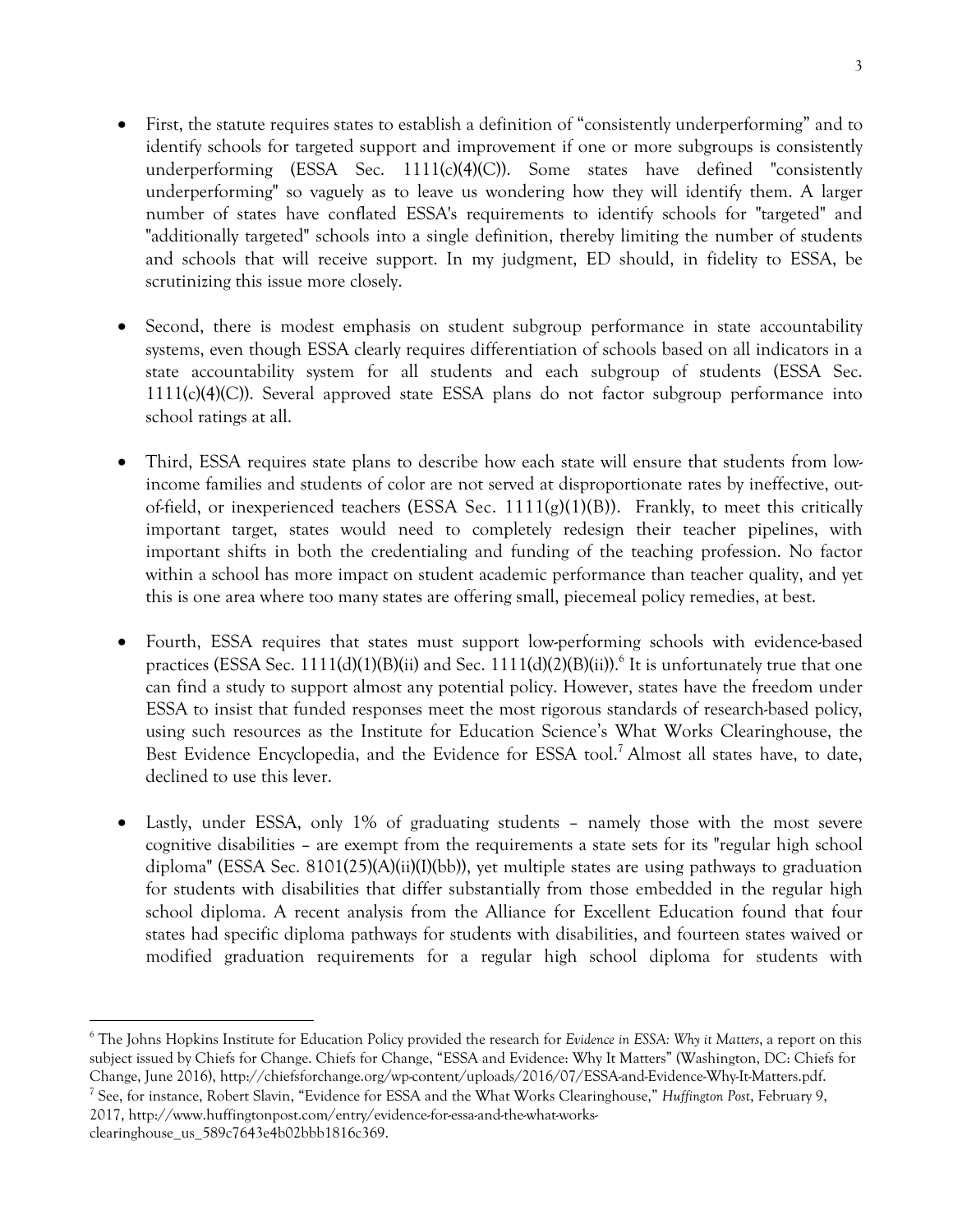- First, the statute requires states to establish a definition of "consistently underperforming" and to identify schools for targeted support and improvement if one or more subgroups is consistently underperforming (ESSA Sec. 1111(c)(4)(C)). Some states have defined "consistently underperforming" so vaguely as to leave us wondering how they will identify them. A larger number of states have conflated ESSA's requirements to identify schools for "targeted" and "additionally targeted" schools into a single definition, thereby limiting the number of students and schools that will receive support. In my judgment, ED should, in fidelity to ESSA, be scrutinizing this issue more closely.

- Second, there is modest emphasis on student subgroup performance in state accountability systems, even though ESSA clearly requires differentiation of schools based on all indicators in a state accountability system for all students and each subgroup of students (ESSA Sec. 1111(c)(4)(C)). Several approved state ESSA plans do not factor subgroup performance into school ratings at all.

- Third, ESSA requires state plans to describe how each state will ensure that students from low-income families and students of color are not served at disproportionate rates by ineffective, out-of-field, or inexperienced teachers (ESSA Sec. 1111(g)(1)(B)). Frankly, to meet this critically important target, states would need to completely redesign their teacher pipelines, with important shifts in both the credentialing and funding of the teaching profession. No factor within a school has more impact on student academic performance than teacher quality, and yet this is one area where too many states are offering small, piecemeal policy remedies, at best.

- Fourth, ESSA requires that states must support low-performing schools with evidence-based practices (ESSA Sec. 1111(d)(1)(B)(ii) and Sec. 1111(d)(2)(B)(ii)).[6] It is unfortunately true that one can find a study to support almost any potential policy. However, states have the freedom under ESSA to insist that funded responses meet the most rigorous standards of research-based policy, using such resources as the Institute for Education Science's What Works Clearinghouse, the Best Evidence Encyclopedia, and the Evidence for ESSA tool.[7] Almost all states have, to date, declined to use this lever.

- Lastly, under ESSA, only 1% of graduating students – namely those with the most severe cognitive disabilities – are exempt from the requirements a state sets for its "regular high school diploma" (ESSA Sec. 8101(25)(A)(ii)(I)(bb)), yet multiple states are using pathways to graduation for students with disabilities that differ substantially from those embedded in the regular high school diploma. A recent analysis from the Alliance for Excellent Education found that four states had specific diploma pathways for students with disabilities, and fourteen states waived or modified graduation requirements for a regular high school diploma for students with

---

[6] The Johns Hopkins Institute for Education Policy provided the research for *Evidence in ESSA: Why it Matters*, a report on this subject issued by Chiefs for Change. Chiefs for Change, "ESSA and Evidence: Why It Matters" (Washington, DC: Chiefs for Change, June 2016), http://chiefsforchange.org/wp-content/uploads/2016/07/ESSA-and-Evidence-Why-It-Matters.pdf.

[7] See, for instance, Robert Slavin, "Evidence for ESSA and the What Works Clearinghouse," *Huffington Post*, February 9, 2017, http://www.huffingtonpost.com/entry/evidence-for-essa-and-the-what-works-clearinghouse_us_589c7643e4b02bbb1816c369.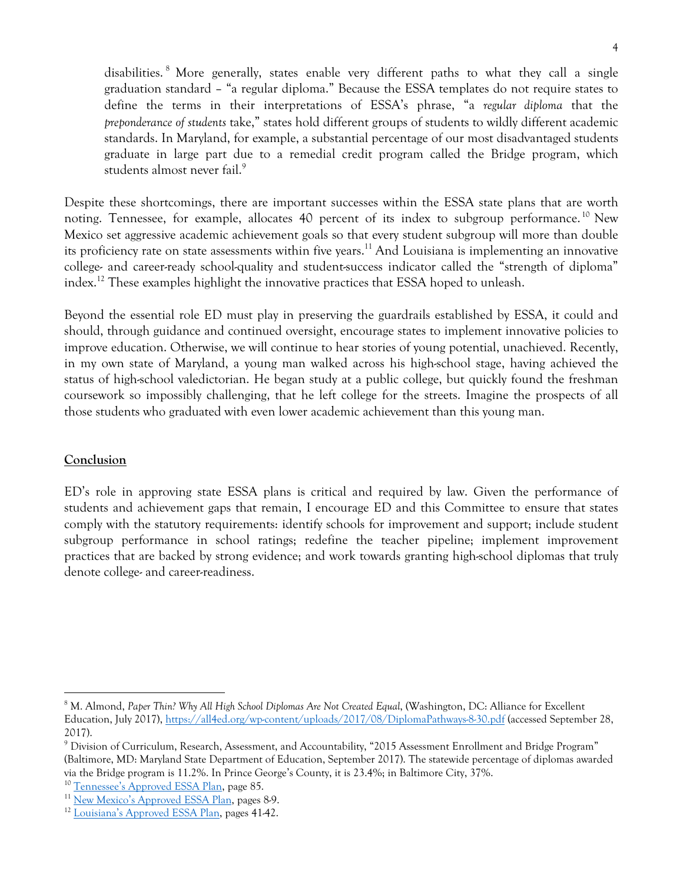disabilities.[8] More generally, states enable very different paths to what they call a single graduation standard – "a regular diploma." Because the ESSA templates do not require states to define the terms in their interpretations of ESSA's phrase, "a *regular diploma* that the *preponderance of students* take," states hold different groups of students to wildly different academic standards. In Maryland, for example, a substantial percentage of our most disadvantaged students graduate in large part due to a remedial credit program called the Bridge program, which students almost never fail.[9]

Despite these shortcomings, there are important successes within the ESSA state plans that are worth noting. Tennessee, for example, allocates 40 percent of its index to subgroup performance.[10] New Mexico set aggressive academic achievement goals so that every student subgroup will more than double its proficiency rate on state assessments within five years.[11] And Louisiana is implementing an innovative college- and career-ready school-quality and student-success indicator called the "strength of diploma" index.[12] These examples highlight the innovative practices that ESSA hoped to unleash.

Beyond the essential role ED must play in preserving the guardrails established by ESSA, it could and should, through guidance and continued oversight, encourage states to implement innovative policies to improve education. Otherwise, we will continue to hear stories of young potential, unachieved. Recently, in my own state of Maryland, a young man walked across his high-school stage, having achieved the status of high-school valedictorian. He began study at a public college, but quickly found the freshman coursework so impossibly challenging, that he left college for the streets. Imagine the prospects of all those students who graduated with even lower academic achievement than this young man.

## Conclusion

ED's role in approving state ESSA plans is critical and required by law. Given the performance of students and achievement gaps that remain, I encourage ED and this Committee to ensure that states comply with the statutory requirements: identify schools for improvement and support; include student subgroup performance in school ratings; redefine the teacher pipeline; implement improvement practices that are backed by strong evidence; and work towards granting high-school diplomas that truly denote college- and career-readiness.

---

[8] M. Almond, *Paper Thin? Why All High School Diplomas Are Not Created Equal*, (Washington, DC: Alliance for Excellent Education, July 2017), https://all4ed.org/wp-content/uploads/2017/08/DiplomaPathways-8-30.pdf (accessed September 28, 2017).

[9] Division of Curriculum, Research, Assessment, and Accountability, "2015 Assessment Enrollment and Bridge Program" (Baltimore, MD: Maryland State Department of Education, September 2017). The statewide percentage of diplomas awarded via the Bridge program is 11.2%. In Prince George's County, it is 23.4%; in Baltimore City, 37%.

[10] Tennessee's Approved ESSA Plan, page 85.

[11] New Mexico's Approved ESSA Plan, pages 8-9.

[12] Louisiana's Approved ESSA Plan, pages 41-42.